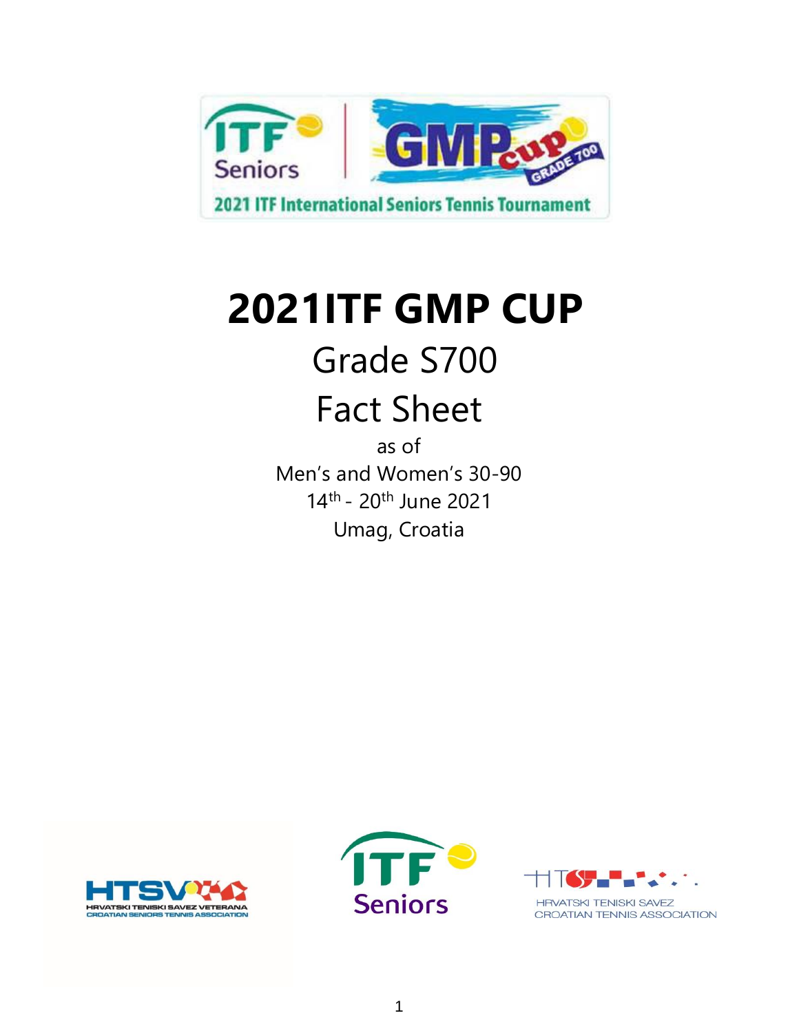# 2021ITF GMP CUP

## Grade S700

## Fact Sheet

as of

Men's and Women's 30-90

14th - 20th June 2021

Umag, Croatia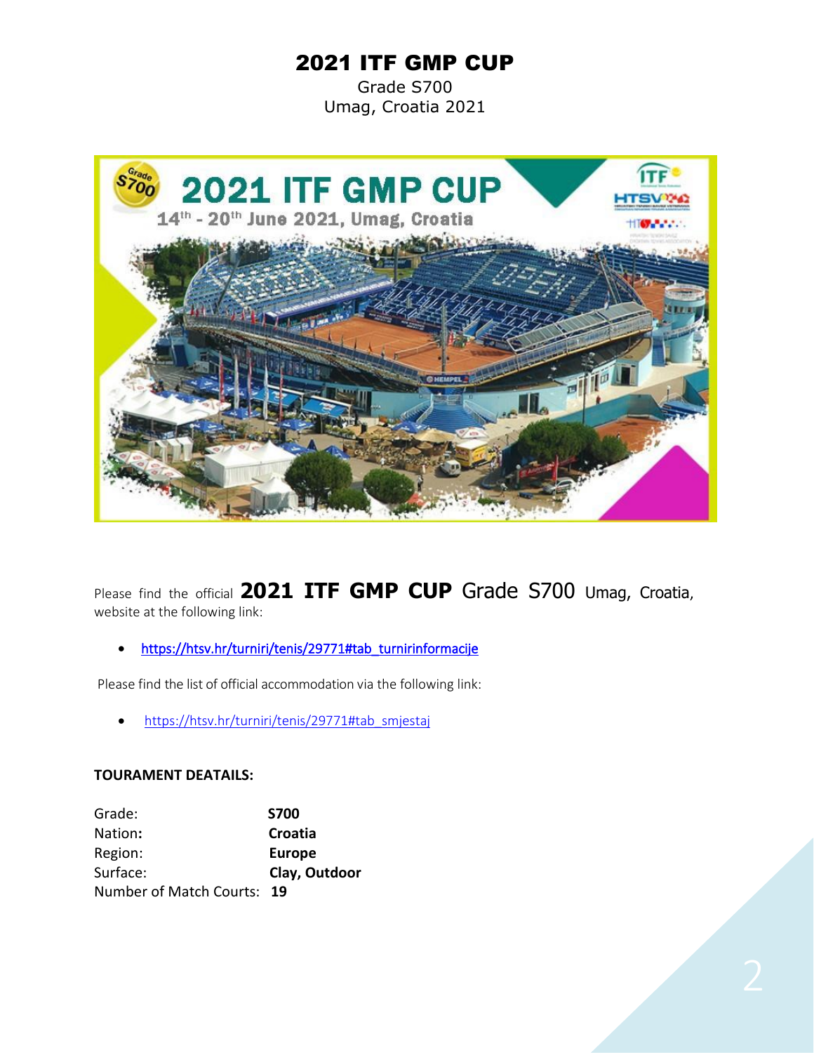# 2021 ITF GMP CUP

Grade S700
Umag, Croatia 2021

Please find the official **2021 ITF GMP CUP** Grade S700 Umag, Croatia, website at the following link:

- https://htsv.hr/turniri/tenis/29771#tab_turnirinformacije

Please find the list of official accommodation via the following link:

- https://htsv.hr/turniri/tenis/29771#tab_smjestaj

**TOURAMENT DEATAILS:**

| | |
|---|---|
| Grade: | **S700** |
| Nation**:** | **Croatia** |
| Region: | **Europe** |
| Surface: | **Clay, Outdoor** |
| Number of Match Courts: | **19** |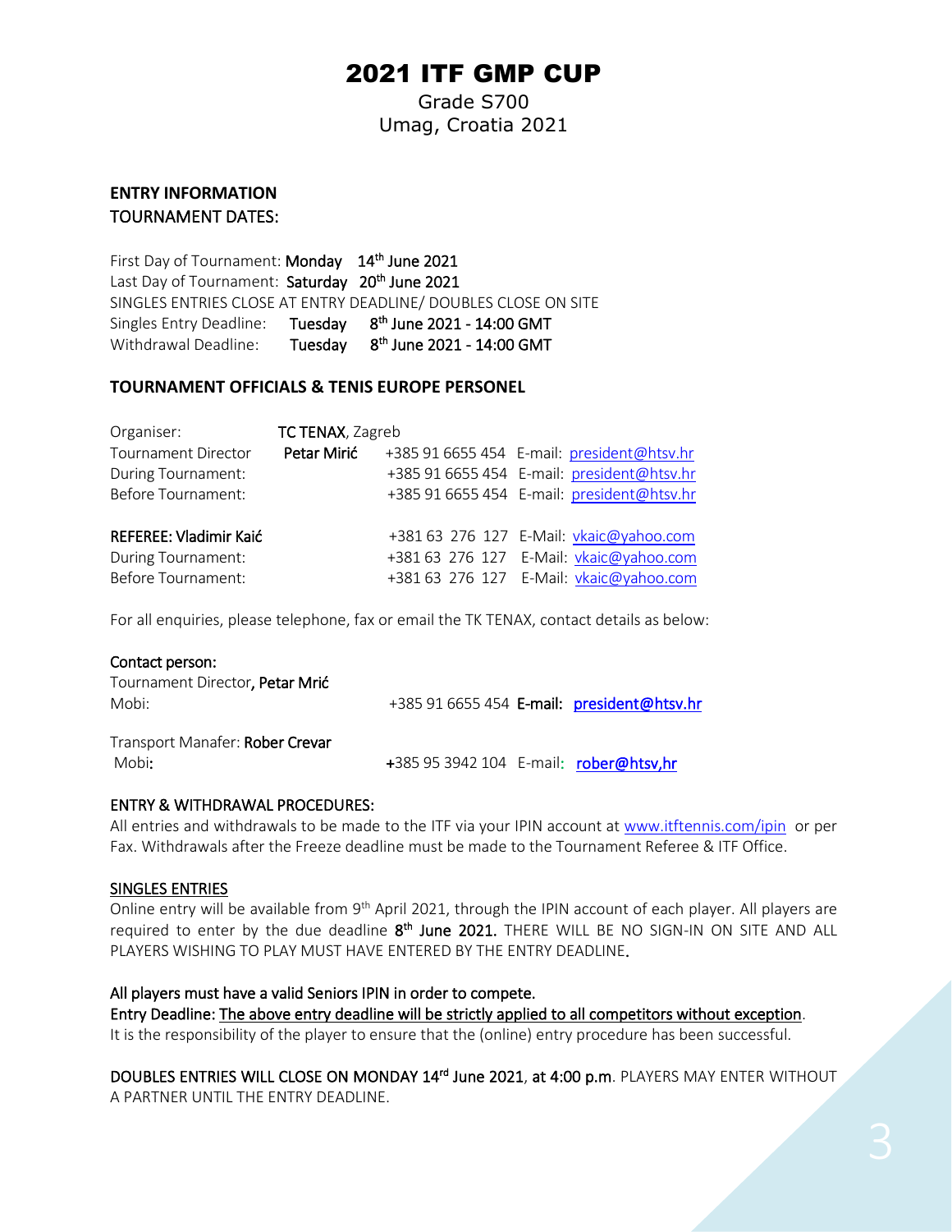# 2021 ITF GMP CUP

Grade S700
Umag, Croatia 2021

**ENTRY INFORMATION**
TOURNAMENT DATES:

First Day of Tournament: **Monday 14th June 2021**
Last Day of Tournament: **Saturday 20th June 2021**
SINGLES ENTRIES CLOSE AT ENTRY DEADLINE/ DOUBLES CLOSE ON SITE
Singles Entry Deadline: **Tuesday 8th June 2021 - 14:00 GMT**
Withdrawal Deadline: **Tuesday 8th June 2021 - 14:00 GMT**

**TOURNAMENT OFFICIALS & TENIS EUROPE PERSONEL**

| | | | |
|---|---|---|---|
| Organiser: | **TC TENAX**, Zagreb | | |
| Tournament Director | **Petar Mirić** | +385 91 6655 454 | E-mail: president@htsv.hr |
| During Tournament: | | +385 91 6655 454 | E-mail: president@htsv.hr |
| Before Tournament: | | +385 91 6655 454 | E-mail: president@htsv.hr |
| REFEREE: Vladimir Kaić | | +381 63 276 127 | E-Mail: vkaic@yahoo.com |
| During Tournament: | | +381 63 276 127 | E-Mail: vkaic@yahoo.com |
| Before Tournament: | | +381 63 276 127 | E-Mail: vkaic@yahoo.com |

For all enquiries, please telephone, fax or email the TK TENAX, contact details as below:

Contact person:
Tournament Director, **Petar Mrić**
Mobi: +385 91 6655 454 **E-mail:** **president@htsv.hr**

Transport Manafer: **Rober Crevar**
Mobi: +385 95 3942 104 E-mail: **rober@htsv,hr**

ENTRY & WITHDRAWAL PROCEDURES:
All entries and withdrawals to be made to the ITF via your IPIN account at www.itftennis.com/ipin or per Fax. Withdrawals after the Freeze deadline must be made to the Tournament Referee & ITF Office.

SINGLES ENTRIES
Online entry will be available from 9th April 2021, through the IPIN account of each player. All players are required to enter by the due deadline **8th June 2021.** THERE WILL BE NO SIGN-IN ON SITE AND ALL PLAYERS WISHING TO PLAY MUST HAVE ENTERED BY THE ENTRY DEADLINE.

All players must have a valid Seniors IPIN in order to compete.
Entry Deadline: The above entry deadline will be strictly applied to all competitors without exception.
It is the responsibility of the player to ensure that the (online) entry procedure has been successful.

DOUBLES ENTRIES WILL CLOSE ON MONDAY 14rd June 2021, at 4:00 p.m. PLAYERS MAY ENTER WITHOUT A PARTNER UNTIL THE ENTRY DEADLINE.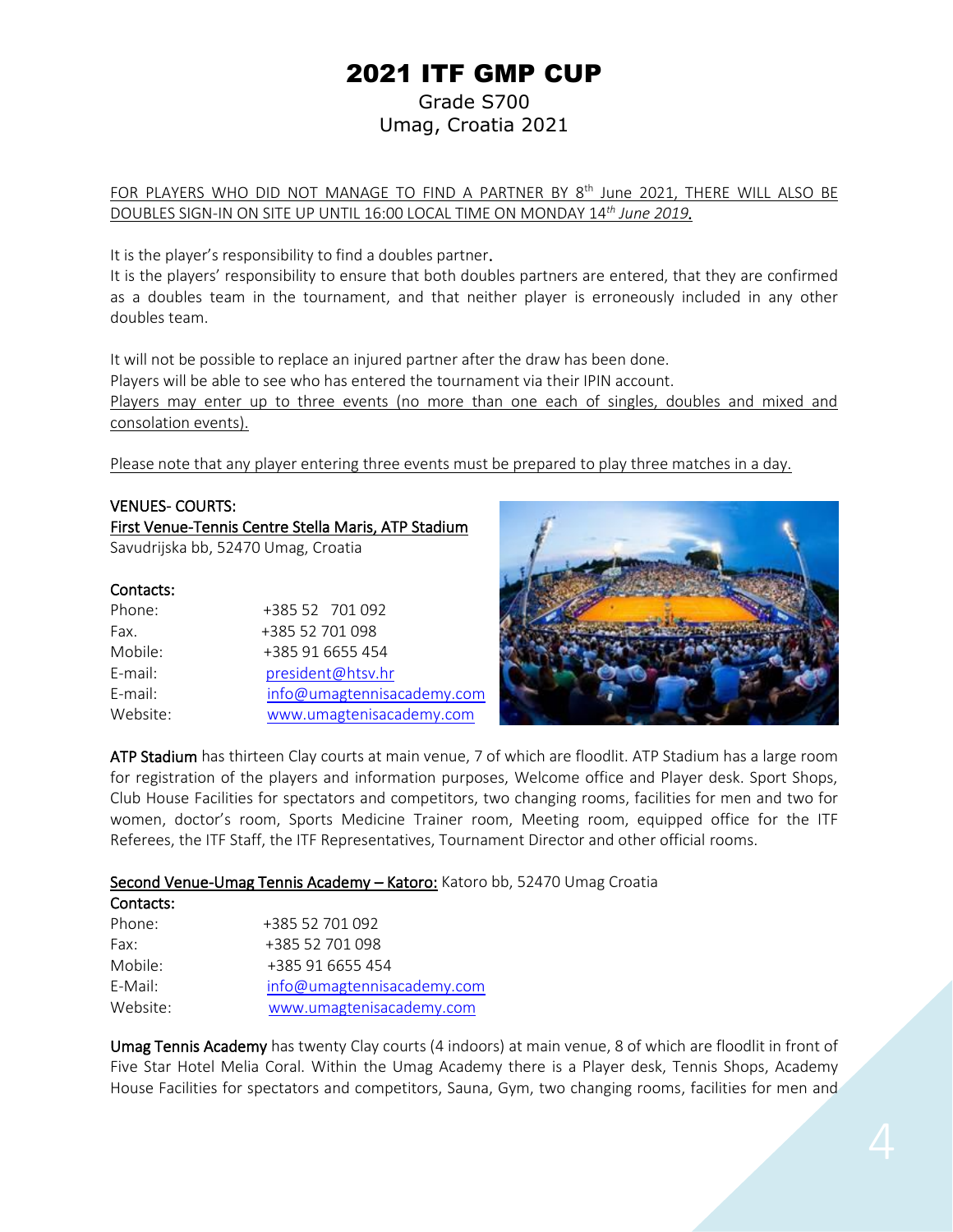# 2021 ITF GMP CUP

Grade S700

Umag, Croatia 2021

FOR PLAYERS WHO DID NOT MANAGE TO FIND A PARTNER BY 8th June 2021, THERE WILL ALSO BE DOUBLES SIGN-IN ON SITE UP UNTIL 16:00 LOCAL TIME ON MONDAY 14th *June 2019.*

It is the player's responsibility to find a doubles partner.

It is the players' responsibility to ensure that both doubles partners are entered, that they are confirmed as a doubles team in the tournament, and that neither player is erroneously included in any other doubles team.

It will not be possible to replace an injured partner after the draw has been done.

Players will be able to see who has entered the tournament via their IPIN account.

Players may enter up to three events (no more than one each of singles, doubles and mixed and consolation events).

Please note that any player entering three events must be prepared to play three matches in a day.

**VENUES- COURTS:**

**First Venue-Tennis Centre Stella Maris, ATP Stadium**

Savudrijska bb, 52470 Umag, Croatia

**Contacts:**

| | |
|---|---|
| Phone: | +385 52 701 092 |
| Fax. | +385 52 701 098 |
| Mobile: | +385 91 6655 454 |
| E-mail: | president@htsv.hr |
| E-mail: | info@umagtennisacademy.com |
| Website: | www.umagtenisacademy.com |

**ATP Stadium** has thirteen Clay courts at main venue, 7 of which are floodlit. ATP Stadium has a large room for registration of the players and information purposes, Welcome office and Player desk. Sport Shops, Club House Facilities for spectators and competitors, two changing rooms, facilities for men and two for women, doctor's room, Sports Medicine Trainer room, Meeting room, equipped office for the ITF Referees, the ITF Staff, the ITF Representatives, Tournament Director and other official rooms.

**Second Venue-Umag Tennis Academy – Katoro:** Katoro bb, 52470 Umag Croatia

**Contacts:**

| | |
|---|---|
| Phone: | +385 52 701 092 |
| Fax: | +385 52 701 098 |
| Mobile: | +385 91 6655 454 |
| E-Mail: | info@umagtennisacademy.com |
| Website: | www.umagtenisacademy.com |

**Umag Tennis Academy** has twenty Clay courts (4 indoors) at main venue, 8 of which are floodlit in front of Five Star Hotel Melia Coral. Within the Umag Academy there is a Player desk, Tennis Shops, Academy House Facilities for spectators and competitors, Sauna, Gym, two changing rooms, facilities for men and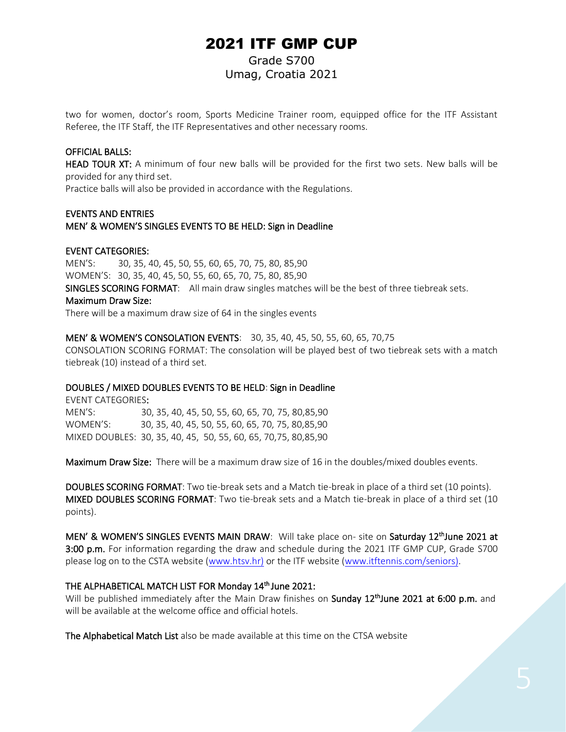two for women, doctor's room, Sports Medicine Trainer room, equipped office for the ITF Assistant Referee, the ITF Staff, the ITF Representatives and other necessary rooms.

**OFFICIAL BALLS:**

**HEAD TOUR XT:** A minimum of four new balls will be provided for the first two sets. New balls will be provided for any third set.
Practice balls will also be provided in accordance with the Regulations.

**EVENTS AND ENTRIES**

**MEN' & WOMEN'S SINGLES EVENTS TO BE HELD: Sign in Deadline**

**EVENT CATEGORIES:**

MEN'S: 30, 35, 40, 45, 50, 55, 60, 65, 70, 75, 80, 85,90
WOMEN'S: 30, 35, 40, 45, 50, 55, 60, 65, 70, 75, 80, 85,90

**SINGLES SCORING FORMAT**: All main draw singles matches will be the best of three tiebreak sets.

**Maximum Draw Size:**
There will be a maximum draw size of 64 in the singles events

**MEN' & WOMEN'S CONSOLATION EVENTS**: 30, 35, 40, 45, 50, 55, 60, 65, 70,75
CONSOLATION SCORING FORMAT: The consolation will be played best of two tiebreak sets with a match tiebreak (10) instead of a third set.

**DOUBLES / MIXED DOUBLES EVENTS TO BE HELD**: **Sign in Deadline**

EVENT CATEGORIES**:**
MEN'S: 30, 35, 40, 45, 50, 55, 60, 65, 70, 75, 80,85,90
WOMEN'S: 30, 35, 40, 45, 50, 55, 60, 65, 70, 75, 80,85,90
MIXED DOUBLES: 30, 35, 40, 45, 50, 55, 60, 65, 70,75, 80,85,90

**Maximum Draw Size:** There will be a maximum draw size of 16 in the doubles/mixed doubles events.

**DOUBLES SCORING FORMAT**: Two tie-break sets and a Match tie-break in place of a third set (10 points).
**MIXED DOUBLES SCORING FORMAT**: Two tie-break sets and a Match tie-break in place of a third set (10 points).

**MEN' & WOMEN'S SINGLES EVENTS MAIN DRAW**: Will take place on- site on **Saturday 12th June 2021 at 3:00 p.m.** For information regarding the draw and schedule during the 2021 ITF GMP CUP, Grade S700 please log on to the CSTA website (www.htsv.hr) or the ITF website (www.itftennis.com/seniors).

**THE ALPHABETICAL MATCH LIST FOR Monday 14th June 2021:**
Will be published immediately after the Main Draw finishes on **Sunday 12th June 2021 at 6:00 p.m.** and will be available at the welcome office and official hotels.

**The Alphabetical Match List** also be made available at this time on the CTSA website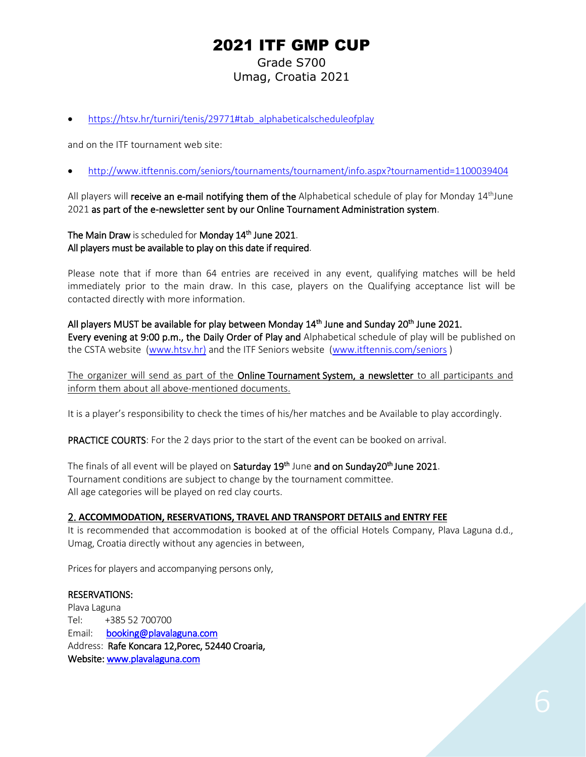# 2021 ITF GMP CUP

Grade S700

Umag, Croatia 2021

- https://htsv.hr/turniri/tenis/29771#tab_alphabeticalscheduleofplay

and on the ITF tournament web site:

- http://www.itftennis.com/seniors/tournaments/tournament/info.aspx?tournamentid=1100039404

All players will **receive an e-mail notifying them of the** Alphabetical schedule of play for Monday 14th June 2021 **as part of the e-newsletter sent by our Online Tournament Administration system**.

**The Main Draw** is scheduled for **Monday 14th June 2021**.
**All players must be available to play on this date if required**.

Please note that if more than 64 entries are received in any event, qualifying matches will be held immediately prior to the main draw. In this case, players on the Qualifying acceptance list will be contacted directly with more information.

**All players MUST be available for play between Monday 14th June and Sunday 20th June 2021.**
**Every evening at 9:00 p.m., the Daily Order of Play and** Alphabetical schedule of play will be published on the CSTA website (www.htsv.hr) and the ITF Seniors website (www.itftennis.com/seniors )

The organizer will send as part of the **Online Tournament System, a newsletter** to all participants and inform them about all above-mentioned documents.

It is a player's responsibility to check the times of his/her matches and be Available to play accordingly.

**PRACTICE COURTS**: For the 2 days prior to the start of the event can be booked on arrival.

The finals of all event will be played on **Saturday 19th** June **and on Sunday20th June 2021**.
Tournament conditions are subject to change by the tournament committee.
All age categories will be played on red clay courts.

## 2. ACCOMMODATION, RESERVATIONS, TRAVEL AND TRANSPORT DETAILS and ENTRY FEE

It is recommended that accommodation is booked at of the official Hotels Company, Plava Laguna d.d., Umag, Croatia directly without any agencies in between,

Prices for players and accompanying persons only,

**RESERVATIONS:**
Plava Laguna
Tel: +385 52 700700
Email: booking@plavalaguna.com
Address: **Rafe Koncara 12,Porec, 52440 Croaria,**
**Website:** www.plavalaguna.com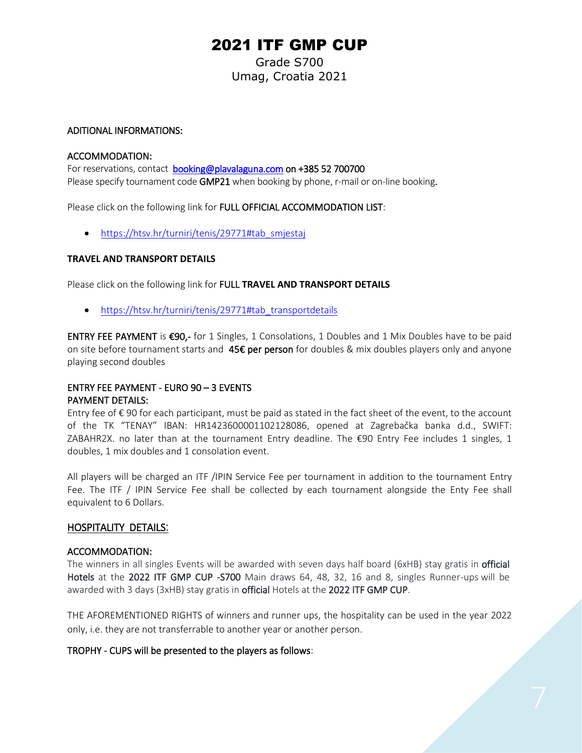# 2021 ITF GMP CUP

Grade S700

Umag, Croatia 2021

ADITIONAL INFORMATIONS:

ACCOMMODATION:

For reservations, contact booking@plavalaguna.com on +385 52 700700

Please specify tournament code **GMP21** when booking by phone, r-mail or on-line booking.

Please click on the following link for **FULL OFFICIAL ACCOMMODATION LIST**:

- https://htsv.hr/turniri/tenis/29771#tab_smjestaj

**TRAVEL AND TRANSPORT DETAILS**

Please click on the following link for **FULL TRAVEL AND TRANSPORT DETAILS**

- https://htsv.hr/turniri/tenis/29771#tab_transportdetails

**ENTRY FEE PAYMENT** is **€90,-** for 1 Singles, 1 Consolations, 1 Doubles and 1 Mix Doubles have to be paid on site before tournament starts and **45€ per person** for doubles & mix doubles players only and anyone playing second doubles

ENTRY FEE PAYMENT - EURO 90 – 3 EVENTS

PAYMENT DETAILS:

Entry fee of € 90 for each participant, must be paid as stated in the fact sheet of the event, to the account of the TK "TENAY" IBAN: HR1423600001102128086, opened at Zagrebačka banka d.d., SWIFT: ZABAHR2X. no later than at the tournament Entry deadline. The €90 Entry Fee includes 1 singles, 1 doubles, 1 mix doubles and 1 consolation event.

All players will be charged an ITF /IPIN Service Fee per tournament in addition to the tournament Entry Fee. The ITF / IPIN Service Fee shall be collected by each tournament alongside the Enty Fee shall equivalent to 6 Dollars.

## HOSPITALITY DETAILS:

ACCOMMODATION:

The winners in all singles Events will be awarded with seven days half board (6xHB) stay gratis in **official Hotels** at the **2022 ITF GMP CUP -S700** Main draws 64, 48, 32, 16 and 8, singles Runner-ups will be awarded with 3 days (3xHB) stay gratis in **official** Hotels at the **2022 ITF GMP CUP**.

THE AFOREMENTIONED RIGHTS of winners and runner ups, the hospitality can be used in the year 2022 only, i.e. they are not transferrable to another year or another person.

TROPHY - CUPS will be presented to the players as follows: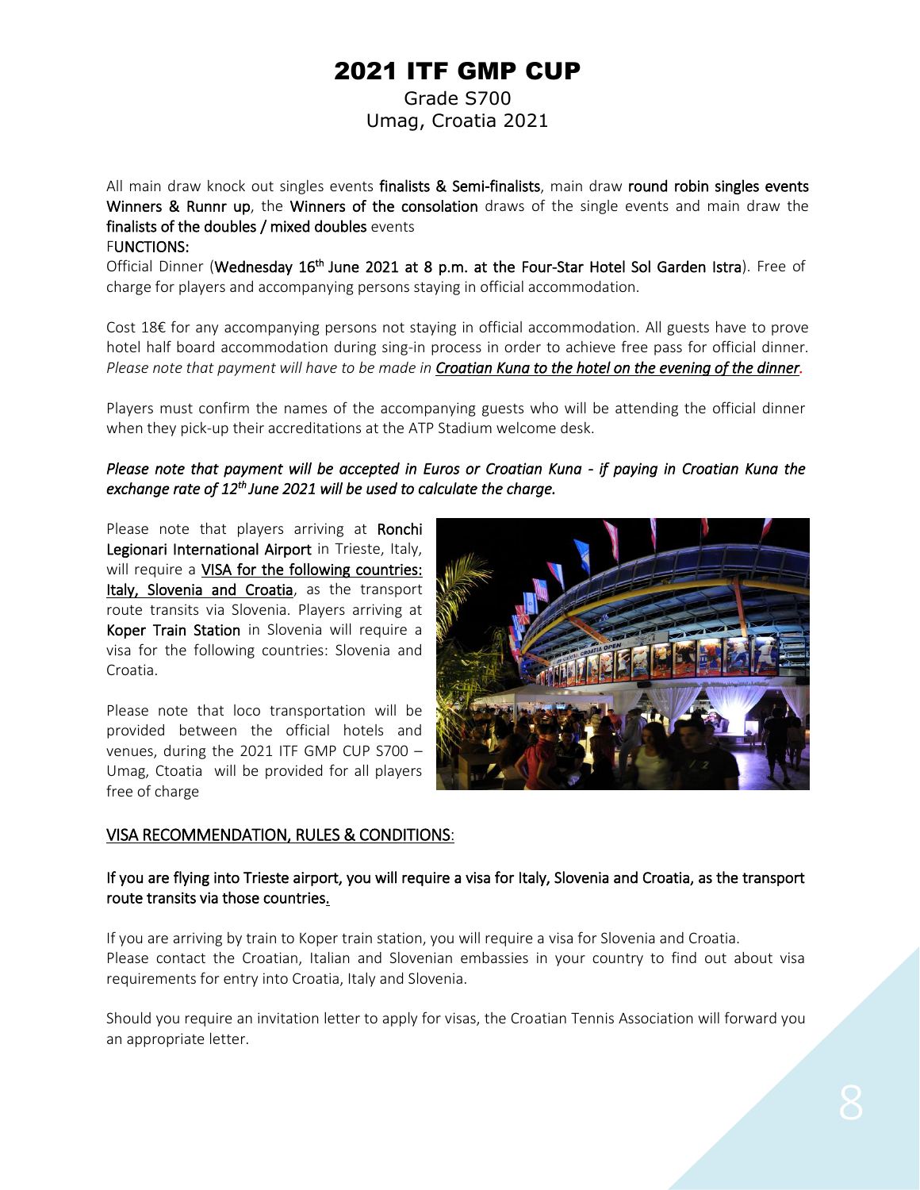# 2021 ITF GMP CUP

Grade S700

Umag, Croatia 2021

All main draw knock out singles events **finalists & Semi-finalists**, main draw **round robin singles events Winners & Runnr up**, the **Winners of the consolation** draws of the single events and main draw the **finalists of the doubles / mixed doubles** events

F**UNCTIONS:**

Official Dinner (**Wednesday 16th June 2021 at 8 p.m. at the Four-Star Hotel Sol Garden Istra**). Free of charge for players and accompanying persons staying in official accommodation.

Cost 18€ for any accompanying persons not staying in official accommodation. All guests have to prove hotel half board accommodation during sing-in process in order to achieve free pass for official dinner. *Please note that payment will have to be made in* ***Croatian Kuna to the hotel on the evening of the dinner****.*

Players must confirm the names of the accompanying guests who will be attending the official dinner when they pick-up their accreditations at the ATP Stadium welcome desk.

***Please note that payment will be accepted in Euros or Croatian Kuna - if paying in Croatian Kuna the exchange rate of 12th June 2021 will be used to calculate the charge.***

Please note that players arriving at **Ronchi Legionari International Airport** in Trieste, Italy, will require a VISA for the following countries: Italy, Slovenia and Croatia, as the transport route transits via Slovenia. Players arriving at **Koper Train Station** in Slovenia will require a visa for the following countries: Slovenia and Croatia.

Please note that loco transportation will be provided between the official hotels and venues, during the 2021 ITF GMP CUP S700 – Umag, Ctoatia will be provided for all players free of charge

**VISA RECOMMENDATION, RULES & CONDITIONS**:

**If you are flying into Trieste airport, you will require a visa for Italy, Slovenia and Croatia, as the transport route transits via those countries.**

If you are arriving by train to Koper train station, you will require a visa for Slovenia and Croatia.
Please contact the Croatian, Italian and Slovenian embassies in your country to find out about visa requirements for entry into Croatia, Italy and Slovenia.

Should you require an invitation letter to apply for visas, the Croatian Tennis Association will forward you an appropriate letter.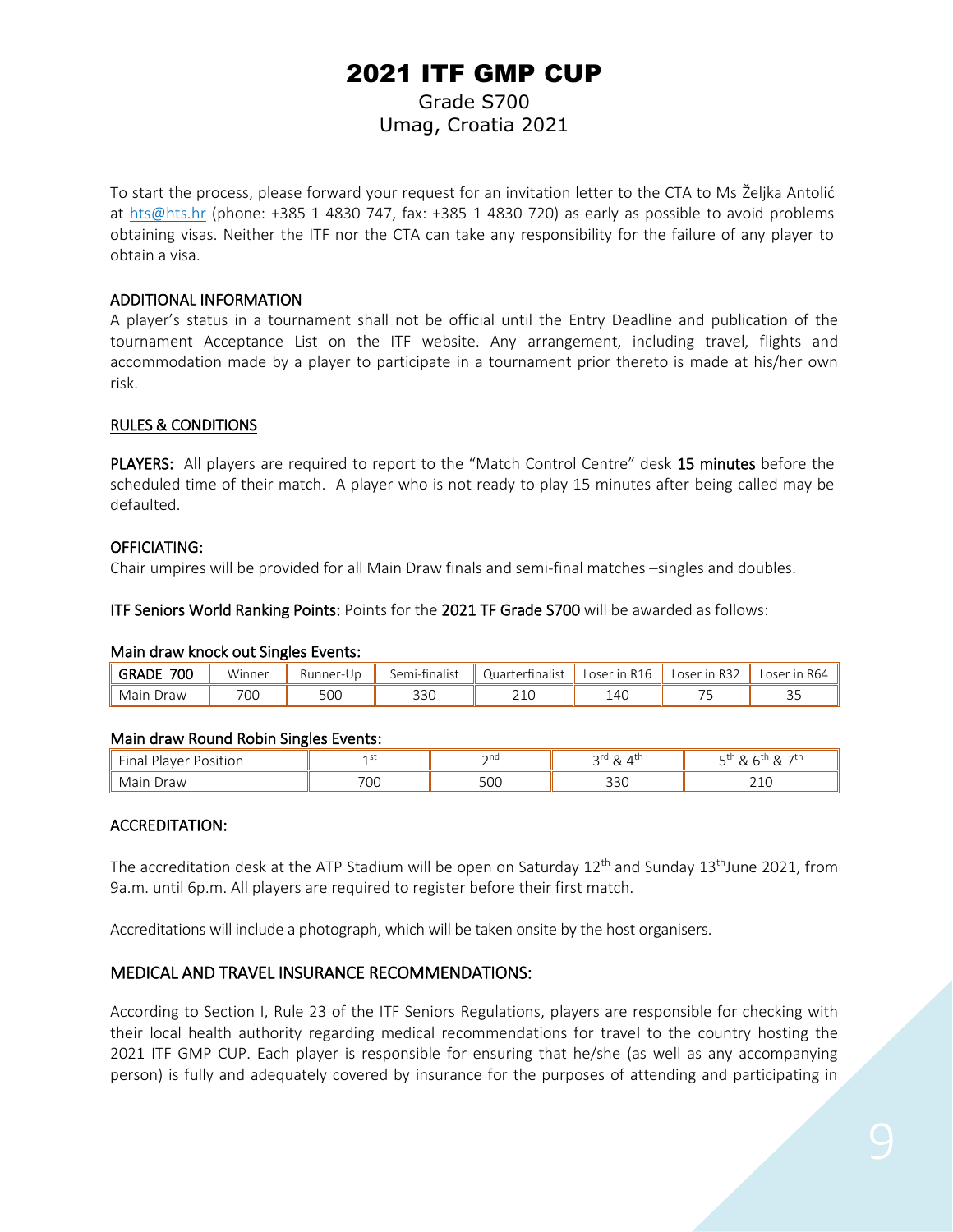# 2021 ITF GMP CUP

Grade S700

Umag, Croatia 2021

To start the process, please forward your request for an invitation letter to the CTA to Ms Željka Antolić at hts@hts.hr (phone: +385 1 4830 747, fax: +385 1 4830 720) as early as possible to avoid problems obtaining visas. Neither the ITF nor the CTA can take any responsibility for the failure of any player to obtain a visa.

## ADDITIONAL INFORMATION

A player's status in a tournament shall not be official until the Entry Deadline and publication of the tournament Acceptance List on the ITF website. Any arrangement, including travel, flights and accommodation made by a player to participate in a tournament prior thereto is made at his/her own risk.

## RULES & CONDITIONS

**PLAYERS:** All players are required to report to the "Match Control Centre" desk **15 minutes** before the scheduled time of their match. A player who is not ready to play 15 minutes after being called may be defaulted.

## OFFICIATING:

Chair umpires will be provided for all Main Draw finals and semi-final matches –singles and doubles.

**ITF Seniors World Ranking Points:** Points for the **2021 TF Grade S700** will be awarded as follows:

**Main draw knock out Singles Events:**

| GRADE 700 | Winner | Runner-Up | Semi-finalist | Quarterfinalist | Loser in R16 | Loser in R32 | Loser in R64 |
|---|---|---|---|---|---|---|---|
| Main Draw | 700 | 500 | 330 | 210 | 140 | 75 | 35 |

**Main draw Round Robin Singles Events:**

| Final Player Position | 1st | 2nd | 3rd & 4th | 5th & 6th & 7th |
|---|---|---|---|---|
| Main Draw | 700 | 500 | 330 | 210 |

## ACCREDITATION:

The accreditation desk at the ATP Stadium will be open on Saturday 12th and Sunday 13th June 2021, from 9a.m. until 6p.m. All players are required to register before their first match.

Accreditations will include a photograph, which will be taken onsite by the host organisers.

## MEDICAL AND TRAVEL INSURANCE RECOMMENDATIONS:

According to Section I, Rule 23 of the ITF Seniors Regulations, players are responsible for checking with their local health authority regarding medical recommendations for travel to the country hosting the 2021 ITF GMP CUP. Each player is responsible for ensuring that he/she (as well as any accompanying person) is fully and adequately covered by insurance for the purposes of attending and participating in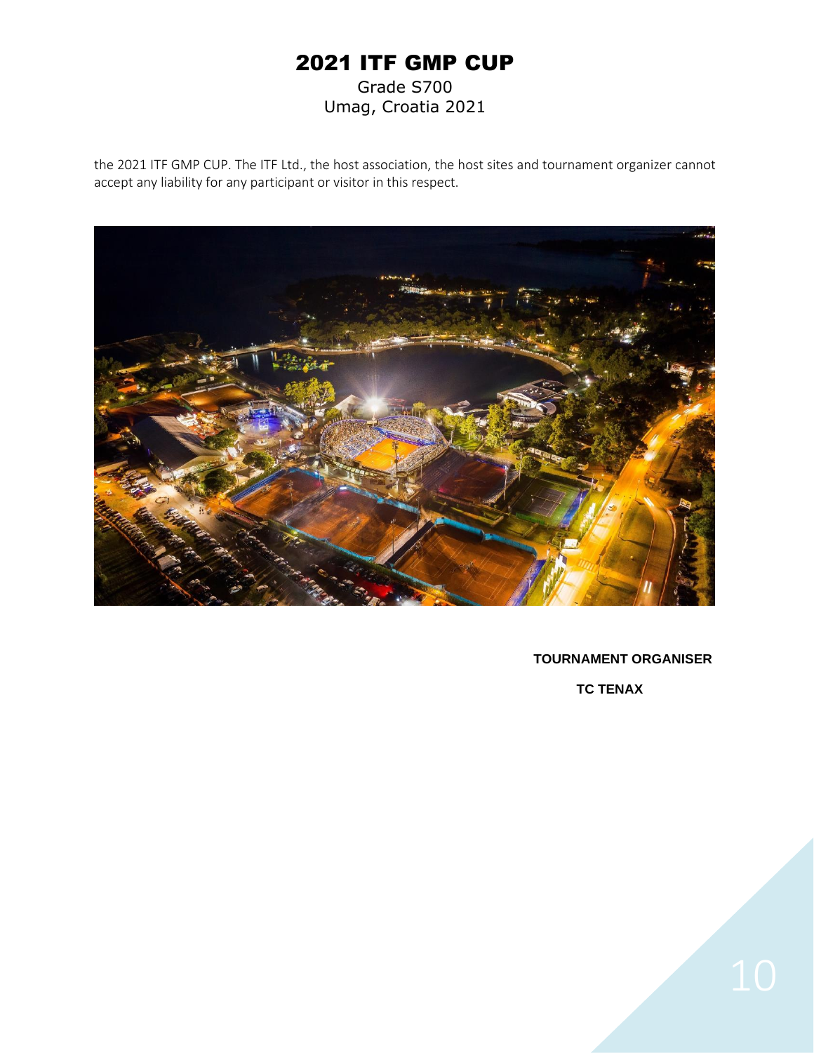# 2021 ITF GMP CUP

Grade S700

Umag, Croatia 2021

the 2021 ITF GMP CUP. The ITF Ltd., the host association, the host sites and tournament organizer cannot accept any liability for any participant or visitor in this respect.

**TOURNAMENT ORGANISER**

**TC TENAX**